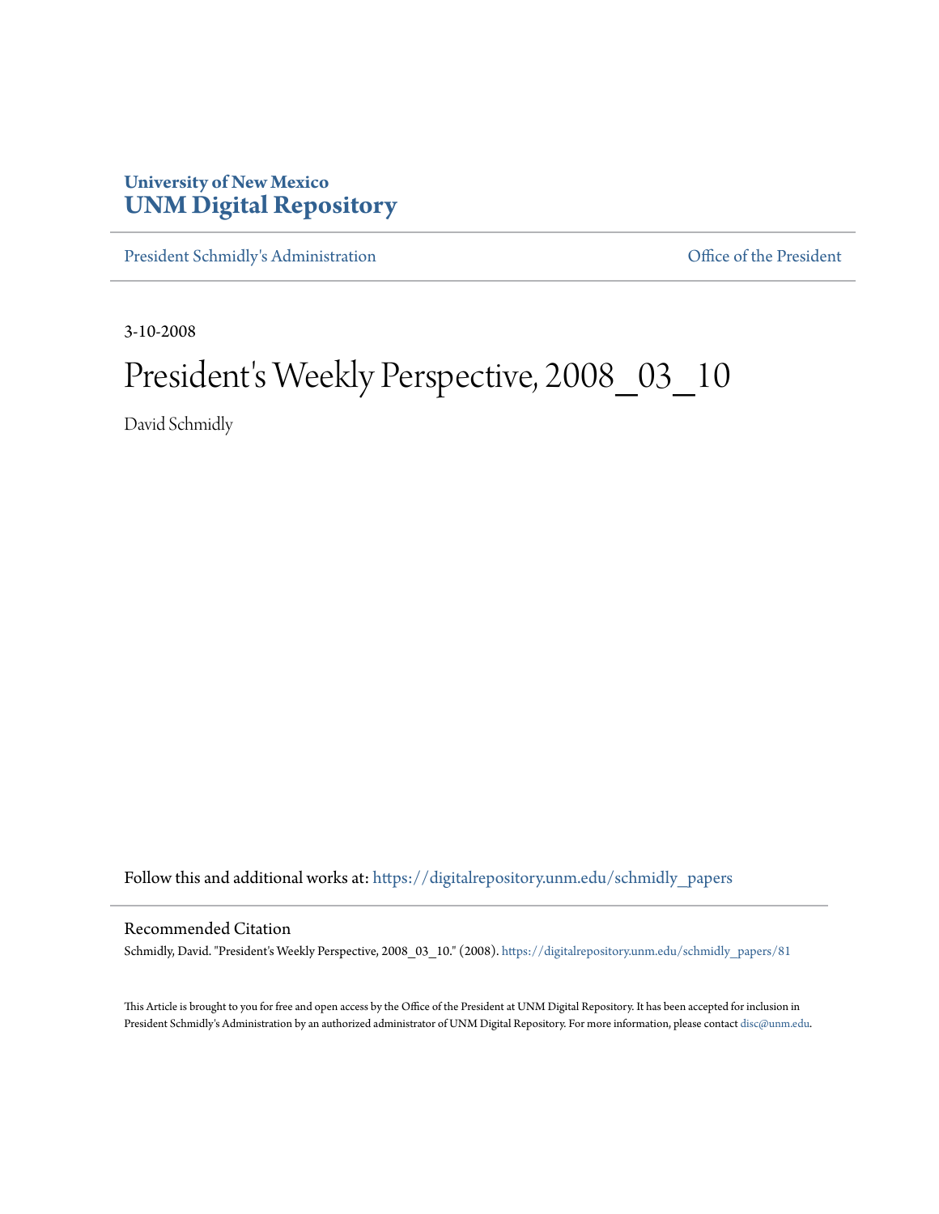University of New Mexico
**UNM Digital Repository**

---

President Schmidly's Administration | Office of the President

---

3-10-2008

# President's Weekly Perspective, 2008_03_10

David Schmidly

Follow this and additional works at: https://digitalrepository.unm.edu/schmidly_papers

---

## Recommended Citation

Schmidly, David. "President's Weekly Perspective, 2008_03_10." (2008). https://digitalrepository.unm.edu/schmidly_papers/81

This Article is brought to you for free and open access by the Office of the President at UNM Digital Repository. It has been accepted for inclusion in President Schmidly's Administration by an authorized administrator of UNM Digital Repository. For more information, please contact disc@unm.edu.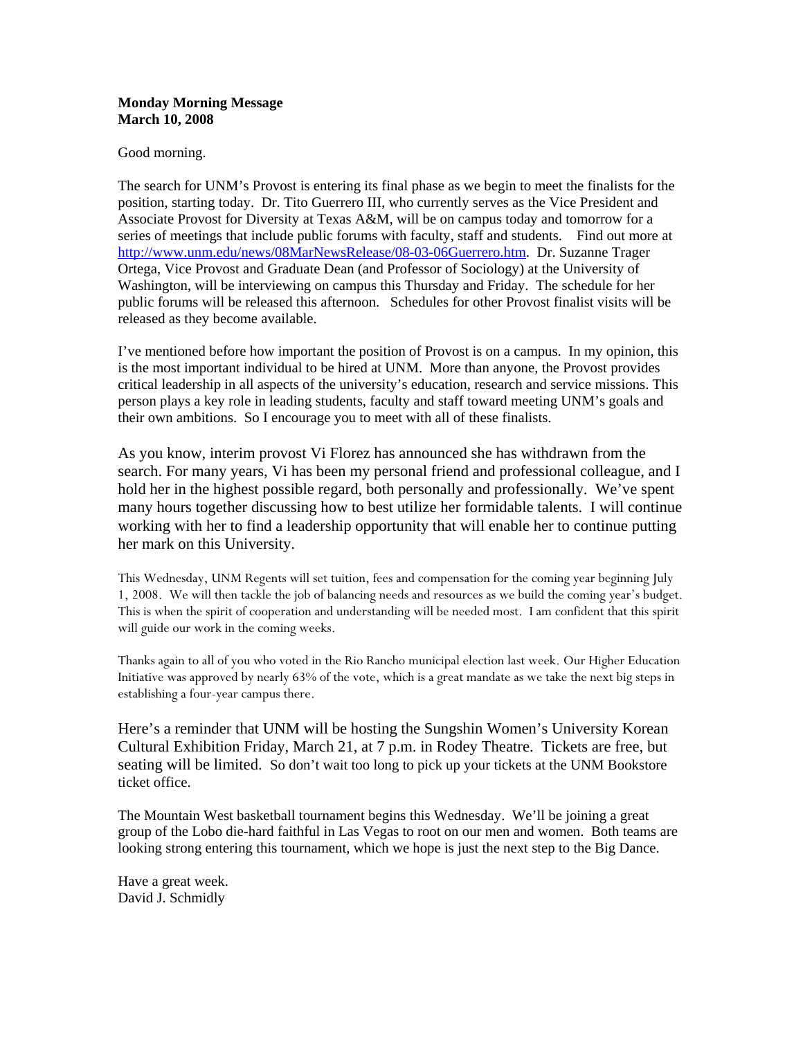**Monday Morning Message**
**March 10, 2008**

Good morning.

The search for UNM's Provost is entering its final phase as we begin to meet the finalists for the position, starting today. Dr. Tito Guerrero III, who currently serves as the Vice President and Associate Provost for Diversity at Texas A&M, will be on campus today and tomorrow for a series of meetings that include public forums with faculty, staff and students. Find out more at http://www.unm.edu/news/08MarNewsRelease/08-03-06Guerrero.htm. Dr. Suzanne Trager Ortega, Vice Provost and Graduate Dean (and Professor of Sociology) at the University of Washington, will be interviewing on campus this Thursday and Friday. The schedule for her public forums will be released this afternoon. Schedules for other Provost finalist visits will be released as they become available.

I've mentioned before how important the position of Provost is on a campus. In my opinion, this is the most important individual to be hired at UNM. More than anyone, the Provost provides critical leadership in all aspects of the university's education, research and service missions. This person plays a key role in leading students, faculty and staff toward meeting UNM's goals and their own ambitions. So I encourage you to meet with all of these finalists.

As you know, interim provost Vi Florez has announced she has withdrawn from the search. For many years, Vi has been my personal friend and professional colleague, and I hold her in the highest possible regard, both personally and professionally. We've spent many hours together discussing how to best utilize her formidable talents. I will continue working with her to find a leadership opportunity that will enable her to continue putting her mark on this University.

This Wednesday, UNM Regents will set tuition, fees and compensation for the coming year beginning July 1, 2008. We will then tackle the job of balancing needs and resources as we build the coming year's budget. This is when the spirit of cooperation and understanding will be needed most. I am confident that this spirit will guide our work in the coming weeks.

Thanks again to all of you who voted in the Rio Rancho municipal election last week. Our Higher Education Initiative was approved by nearly 63% of the vote, which is a great mandate as we take the next big steps in establishing a four-year campus there.

Here's a reminder that UNM will be hosting the Sungshin Women's University Korean Cultural Exhibition Friday, March 21, at 7 p.m. in Rodey Theatre. Tickets are free, but seating will be limited. So don't wait too long to pick up your tickets at the UNM Bookstore ticket office.

The Mountain West basketball tournament begins this Wednesday. We'll be joining a great group of the Lobo die-hard faithful in Las Vegas to root on our men and women. Both teams are looking strong entering this tournament, which we hope is just the next step to the Big Dance.

Have a great week.
David J. Schmidly